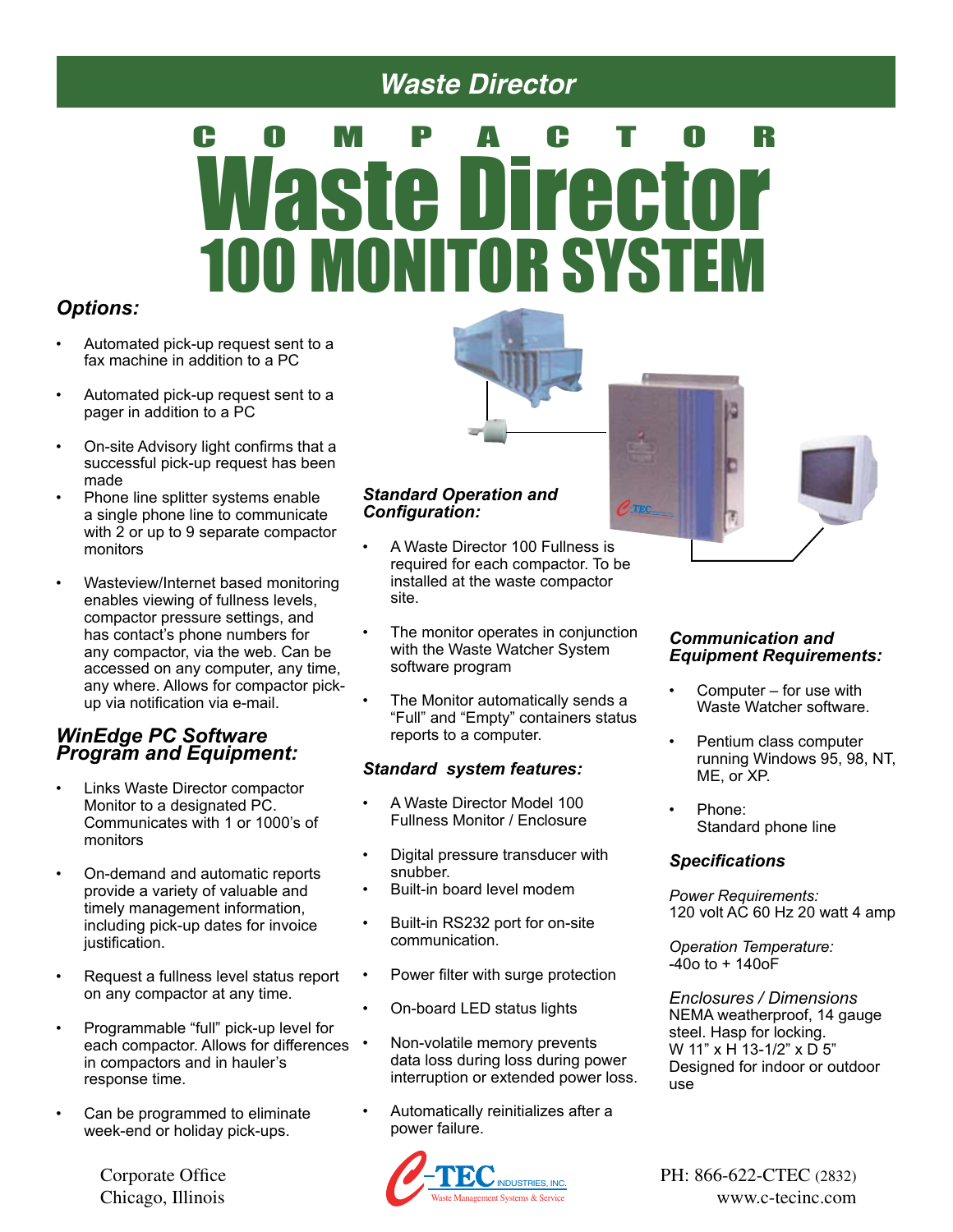# Waste Director

## COMPACTOR Waste Director 100 MONITOR SYSTEM

### *Options:*

- Automated pick-up request sent to a fax machine in addition to a PC
- Automated pick-up request sent to a pager in addition to a PC
- On-site Advisory light confirms that a successful pick-up request has been made
- Phone line splitter systems enable a single phone line to communicate with 2 or up to 9 separate compactor monitors
- Wasteview/Internet based monitoring enables viewing of fullness levels, compactor pressure settings, and has contact's phone numbers for any compactor, via the web. Can be accessed on any computer, any time, any where. Allows for compactor pick-up via notification via e-mail.

### *WinEdge PC Software Program and Equipment:*

- Links Waste Director compactor Monitor to a designated PC. Communicates with 1 or 1000's of monitors
- On-demand and automatic reports provide a variety of valuable and timely management information, including pick-up dates for invoice justification.
- Request a fullness level status report on any compactor at any time.
- Programmable "full" pick-up level for each compactor. Allows for differences in compactors and in hauler's response time.
- Can be programmed to eliminate week-end or holiday pick-ups.

### *Standard Operation and Configuration:*

- A Waste Director 100 Fullness is required for each compactor. To be installed at the waste compactor site.
- The monitor operates in conjunction with the Waste Watcher System software program
- The Monitor automatically sends a "Full" and "Empty" containers status reports to a computer.

### *Standard system features:*

- A Waste Director Model 100 Fullness Monitor / Enclosure
- Digital pressure transducer with snubber.
- Built-in board level modem
- Built-in RS232 port for on-site communication.
- Power filter with surge protection
- On-board LED status lights
- Non-volatile memory prevents data loss during loss during power interruption or extended power loss.
- Automatically reinitializes after a power failure.

### *Communication and Equipment Requirements:*

- Computer – for use with Waste Watcher software.
- Pentium class computer running Windows 95, 98, NT, ME, or XP.
- Phone: Standard phone line

### *Specifications*

*Power Requirements:*
120 volt AC 60 Hz 20 watt 4 amp

*Operation Temperature:*
-40o to + 140oF

*Enclosures / Dimensions*
NEMA weatherproof, 14 gauge steel. Hasp for locking.
W 11" x H 13-1/2" x D 5"
Designed for indoor or outdoor use

Corporate Office
Chicago, Illinois

C-TEC INDUSTRIES, INC.
Waste Management Systems & Service

PH: 866-622-CTEC (2832)
www.c-tecinc.com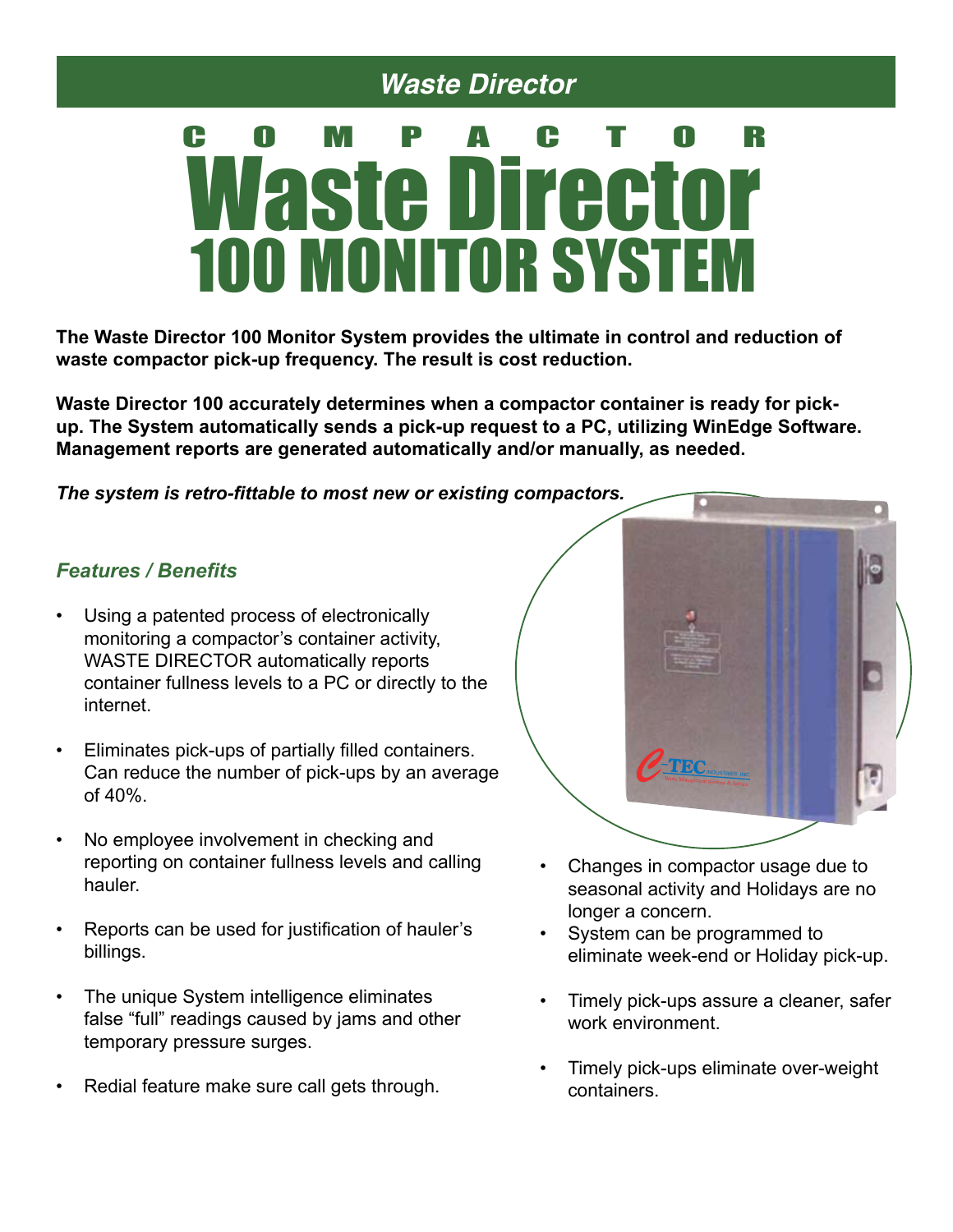## *Waste Director*

# COMPACTOR Waste Director 100 MONITOR SYSTEM

**The Waste Director 100 Monitor System provides the ultimate in control and reduction of waste compactor pick-up frequency. The result is cost reduction.**

**Waste Director 100 accurately determines when a compactor container is ready for pick-up. The System automatically sends a pick-up request to a PC, utilizing WinEdge Software. Management reports are generated automatically and/or manually, as needed.**

***The system is retro-fittable to most new or existing compactors.***

### *Features / Benefits*

- Using a patented process of electronically monitoring a compactor's container activity, WASTE DIRECTOR automatically reports container fullness levels to a PC or directly to the internet.
- Eliminates pick-ups of partially filled containers. Can reduce the number of pick-ups by an average of 40%.
- No employee involvement in checking and reporting on container fullness levels and calling hauler.
- Reports can be used for justification of hauler's billings.
- The unique System intelligence eliminates false "full" readings caused by jams and other temporary pressure surges.
- Redial feature make sure call gets through.
- Changes in compactor usage due to seasonal activity and Holidays are no longer a concern.
- System can be programmed to eliminate week-end or Holiday pick-up.
- Timely pick-ups assure a cleaner, safer work environment.
- Timely pick-ups eliminate over-weight containers.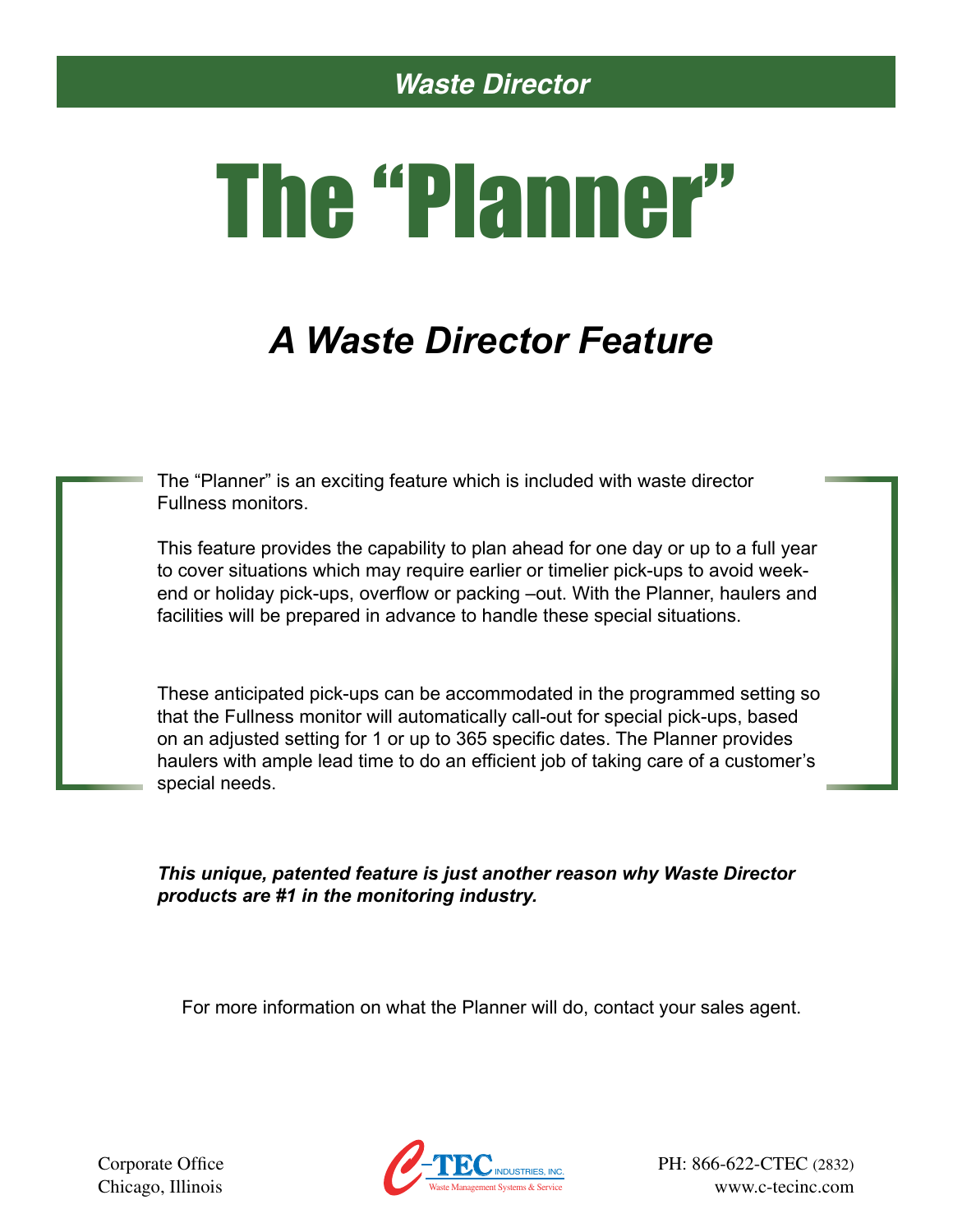**_Waste Director_**

# The "Planner"

## *A Waste Director Feature*

The "Planner" is an exciting feature which is included with waste director Fullness monitors.

This feature provides the capability to plan ahead for one day or up to a full year to cover situations which may require earlier or timelier pick-ups to avoid week-end or holiday pick-ups, overflow or packing –out. With the Planner, haulers and facilities will be prepared in advance to handle these special situations.

These anticipated pick-ups can be accommodated in the programmed setting so that the Fullness monitor will automatically call-out for special pick-ups, based on an adjusted setting for 1 or up to 365 specific dates. The Planner provides haulers with ample lead time to do an efficient job of taking care of a customer's special needs.

***This unique, patented feature is just another reason why Waste Director products are #1 in the monitoring industry.***

For more information on what the Planner will do, contact your sales agent.

Corporate Office
Chicago, Illinois

C-TEC INDUSTRIES, INC.
Waste Management Systems & Service

PH: 866-622-CTEC (2832)
www.c-tecinc.com